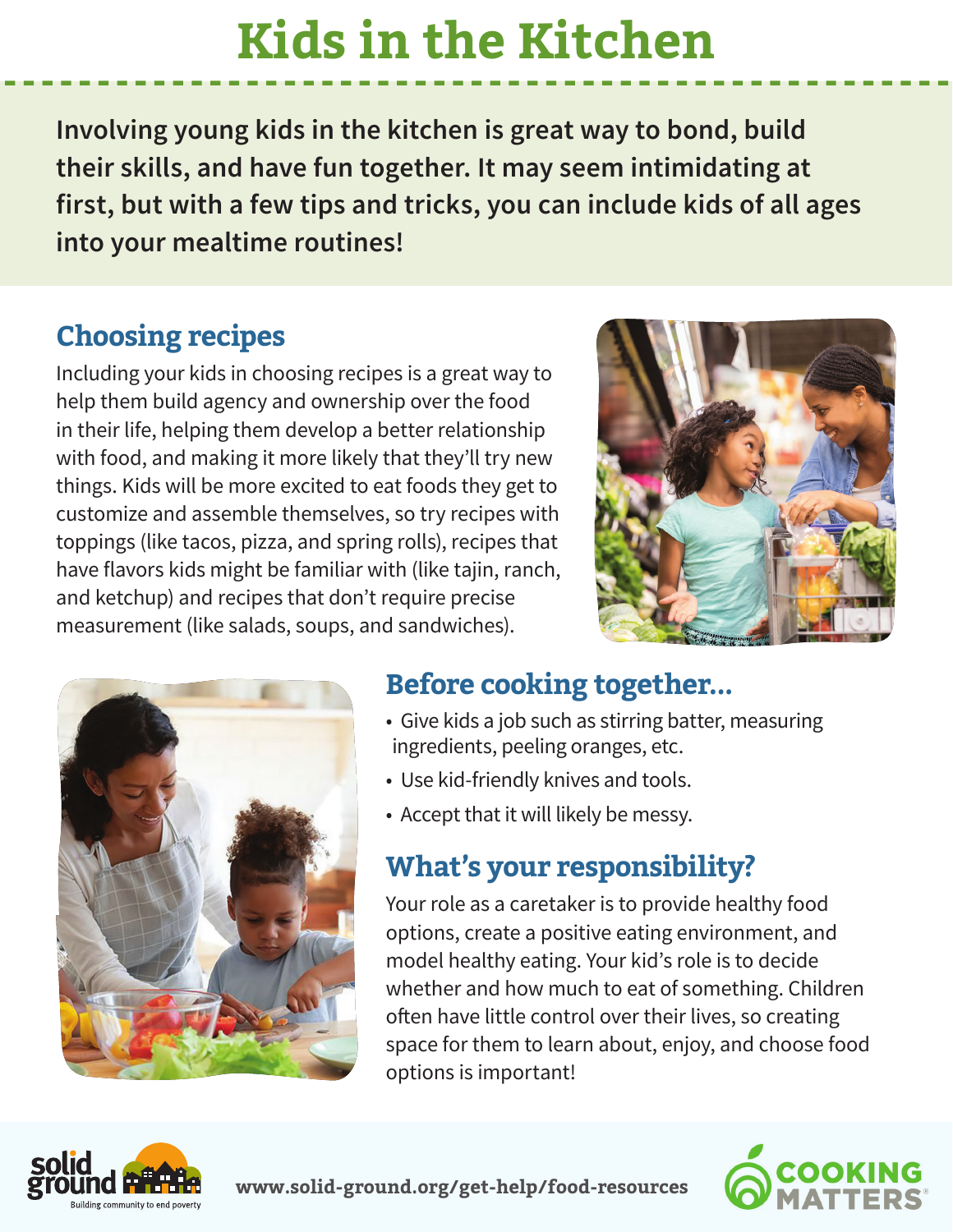# Kids in the Kitchen

**Involving young kids in the kitchen is great way to bond, build their skills, and have fun together. It may seem intimidating at first, but with a few tips and tricks, you can include kids of all ages into your mealtime routines!**

## Choosing recipes

Including your kids in choosing recipes is a great way to help them build agency and ownership over the food in their life, helping them develop a better relationship with food, and making it more likely that they'll try new things. Kids will be more excited to eat foods they get to customize and assemble themselves, so try recipes with toppings (like tacos, pizza, and spring rolls), recipes that have flavors kids might be familiar with (like tajin, ranch, and ketchup) and recipes that don't require precise measurement (like salads, soups, and sandwiches).

## Before cooking together...

- Give kids a job such as stirring batter, measuring ingredients, peeling oranges, etc.
- Use kid-friendly knives and tools.
- Accept that it will likely be messy.

## What's your responsibility?

Your role as a caretaker is to provide healthy food options, create a positive eating environment, and model healthy eating. Your kid's role is to decide whether and how much to eat of something. Children often have little control over their lives, so creating space for them to learn about, enjoy, and choose food options is important!

solid ground — Building community to end poverty

www.solid-ground.org/get-help/food-resources

COOKING MATTERS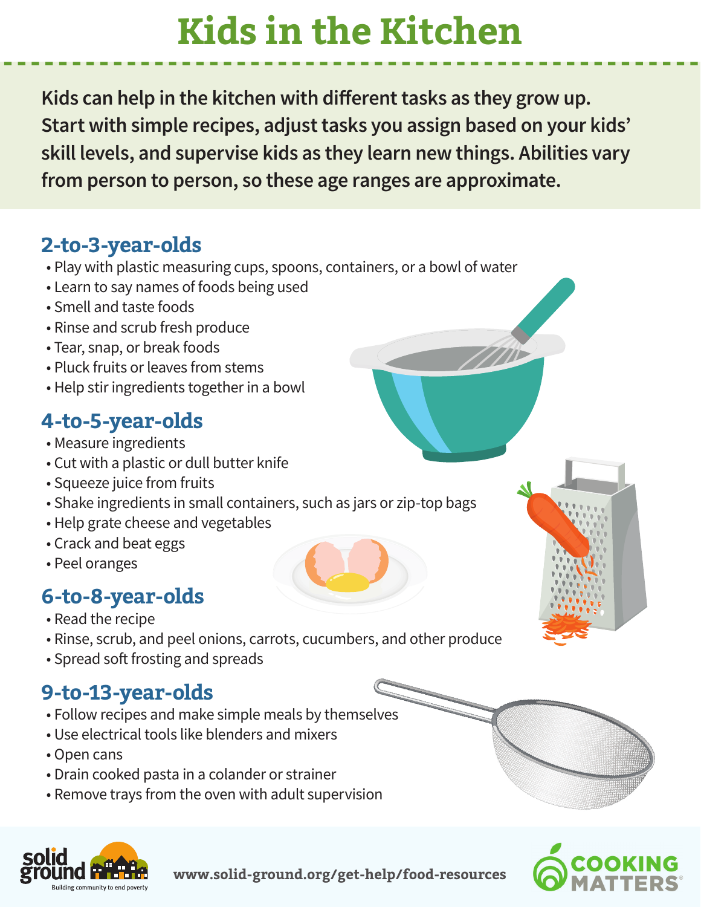# Kids in the Kitchen

**Kids can help in the kitchen with different tasks as they grow up. Start with simple recipes, adjust tasks you assign based on your kids' skill levels, and supervise kids as they learn new things. Abilities vary from person to person, so these age ranges are approximate.**

## 2-to-3-year-olds

- Play with plastic measuring cups, spoons, containers, or a bowl of water
- Learn to say names of foods being used
- Smell and taste foods
- Rinse and scrub fresh produce
- Tear, snap, or break foods
- Pluck fruits or leaves from stems
- Help stir ingredients together in a bowl

## 4-to-5-year-olds

- Measure ingredients
- Cut with a plastic or dull butter knife
- Squeeze juice from fruits
- Shake ingredients in small containers, such as jars or zip-top bags
- Help grate cheese and vegetables
- Crack and beat eggs
- Peel oranges

## 6-to-8-year-olds

- Read the recipe
- Rinse, scrub, and peel onions, carrots, cucumbers, and other produce
- Spread soft frosting and spreads

## 9-to-13-year-olds

- Follow recipes and make simple meals by themselves
- Use electrical tools like blenders and mixers
- Open cans
- Drain cooked pasta in a colander or strainer
- Remove trays from the oven with adult supervision

solid ground
Building community to end poverty

www.solid-ground.org/get-help/food-resources

COOKING MATTERS®